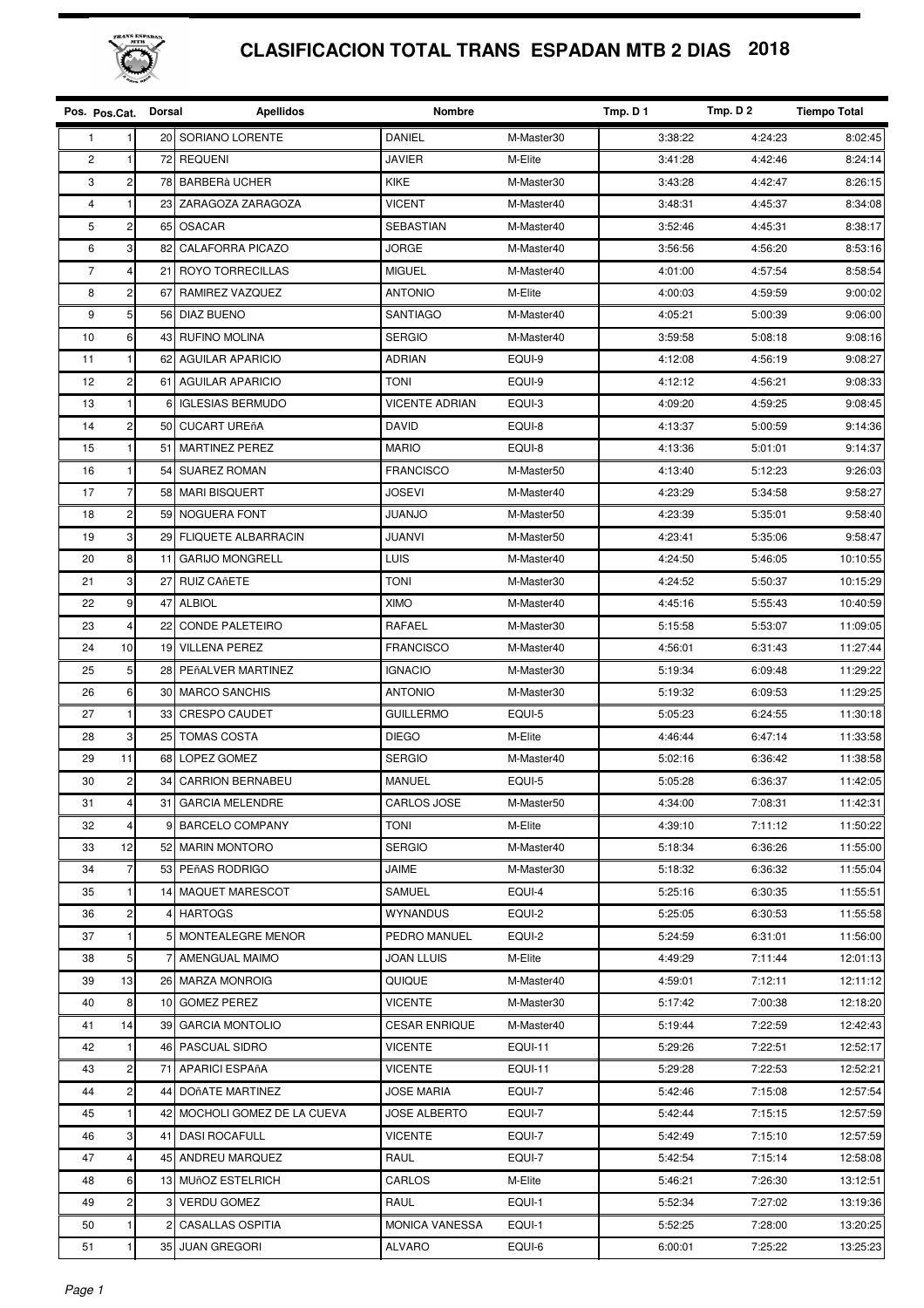# CLASIFICACION TOTAL TRANS ESPADAN MTB 2 DIAS 2018

| Pos. | Pos.Cat. | Dorsal | Apellidos | Nombre | | Tmp. D 1 | Tmp. D 2 | Tiempo Total |
|---|---|---|---|---|---|---|---|---|
| 1 | 1 | 20 | SORIANO LORENTE | DANIEL | M-Master30 | 3:38:22 | 4:24:23 | 8:02:45 |
| 2 | 1 | 72 | REQUENI | JAVIER | M-Elite | 3:41:28 | 4:42:46 | 8:24:14 |
| 3 | 2 | 78 | BARBERà UCHER | KIKE | M-Master30 | 3:43:28 | 4:42:47 | 8:26:15 |
| 4 | 1 | 23 | ZARAGOZA ZARAGOZA | VICENT | M-Master40 | 3:48:31 | 4:45:37 | 8:34:08 |
| 5 | 2 | 65 | OSACAR | SEBASTIAN | M-Master40 | 3:52:46 | 4:45:31 | 8:38:17 |
| 6 | 3 | 82 | CALAFORRA PICAZO | JORGE | M-Master40 | 3:56:56 | 4:56:20 | 8:53:16 |
| 7 | 4 | 21 | ROYO TORRECILLAS | MIGUEL | M-Master40 | 4:01:00 | 4:57:54 | 8:58:54 |
| 8 | 2 | 67 | RAMIREZ VAZQUEZ | ANTONIO | M-Elite | 4:00:03 | 4:59:59 | 9:00:02 |
| 9 | 5 | 56 | DIAZ BUENO | SANTIAGO | M-Master40 | 4:05:21 | 5:00:39 | 9:06:00 |
| 10 | 6 | 43 | RUFINO MOLINA | SERGIO | M-Master40 | 3:59:58 | 5:08:18 | 9:08:16 |
| 11 | 1 | 62 | AGUILAR APARICIO | ADRIAN | EQUI-9 | 4:12:08 | 4:56:19 | 9:08:27 |
| 12 | 2 | 61 | AGUILAR APARICIO | TONI | EQUI-9 | 4:12:12 | 4:56:21 | 9:08:33 |
| 13 | 1 | 6 | IGLESIAS BERMUDO | VICENTE ADRIAN | EQUI-3 | 4:09:20 | 4:59:25 | 9:08:45 |
| 14 | 2 | 50 | CUCART UREñA | DAVID | EQUI-8 | 4:13:37 | 5:00:59 | 9:14:36 |
| 15 | 1 | 51 | MARTINEZ PEREZ | MARIO | EQUI-8 | 4:13:36 | 5:01:01 | 9:14:37 |
| 16 | 1 | 54 | SUAREZ ROMAN | FRANCISCO | M-Master50 | 4:13:40 | 5:12:23 | 9:26:03 |
| 17 | 7 | 58 | MARI BISQUERT | JOSEVI | M-Master40 | 4:23:29 | 5:34:58 | 9:58:27 |
| 18 | 2 | 59 | NOGUERA FONT | JUANJO | M-Master50 | 4:23:39 | 5:35:01 | 9:58:40 |
| 19 | 3 | 29 | FLIQUETE ALBARRACIN | JUANVI | M-Master50 | 4:23:41 | 5:35:06 | 9:58:47 |
| 20 | 8 | 11 | GARIJO MONGRELL | LUIS | M-Master40 | 4:24:50 | 5:46:05 | 10:10:55 |
| 21 | 3 | 27 | RUIZ CAñETE | TONI | M-Master30 | 4:24:52 | 5:50:37 | 10:15:29 |
| 22 | 9 | 47 | ALBIOL | XIMO | M-Master40 | 4:45:16 | 5:55:43 | 10:40:59 |
| 23 | 4 | 22 | CONDE PALETEIRO | RAFAEL | M-Master30 | 5:15:58 | 5:53:07 | 11:09:05 |
| 24 | 10 | 19 | VILLENA PEREZ | FRANCISCO | M-Master40 | 4:56:01 | 6:31:43 | 11:27:44 |
| 25 | 5 | 28 | PEñALVER MARTINEZ | IGNACIO | M-Master30 | 5:19:34 | 6:09:48 | 11:29:22 |
| 26 | 6 | 30 | MARCO SANCHIS | ANTONIO | M-Master30 | 5:19:32 | 6:09:53 | 11:29:25 |
| 27 | 1 | 33 | CRESPO CAUDET | GUILLERMO | EQUI-5 | 5:05:23 | 6:24:55 | 11:30:18 |
| 28 | 3 | 25 | TOMAS COSTA | DIEGO | M-Elite | 4:46:44 | 6:47:14 | 11:33:58 |
| 29 | 11 | 68 | LOPEZ GOMEZ | SERGIO | M-Master40 | 5:02:16 | 6:36:42 | 11:38:58 |
| 30 | 2 | 34 | CARRION BERNABEU | MANUEL | EQUI-5 | 5:05:28 | 6:36:37 | 11:42:05 |
| 31 | 4 | 31 | GARCIA MELENDRE | CARLOS JOSE | M-Master50 | 4:34:00 | 7:08:31 | 11:42:31 |
| 32 | 4 | 9 | BARCELO COMPANY | TONI | M-Elite | 4:39:10 | 7:11:12 | 11:50:22 |
| 33 | 12 | 52 | MARIN MONTORO | SERGIO | M-Master40 | 5:18:34 | 6:36:26 | 11:55:00 |
| 34 | 7 | 53 | PEñAS RODRIGO | JAIME | M-Master30 | 5:18:32 | 6:36:32 | 11:55:04 |
| 35 | 1 | 14 | MAQUET MARESCOT | SAMUEL | EQUI-4 | 5:25:16 | 6:30:35 | 11:55:51 |
| 36 | 2 | 4 | HARTOGS | WYNANDUS | EQUI-2 | 5:25:05 | 6:30:53 | 11:55:58 |
| 37 | 1 | 5 | MONTEALEGRE MENOR | PEDRO MANUEL | EQUI-2 | 5:24:59 | 6:31:01 | 11:56:00 |
| 38 | 5 | 7 | AMENGUAL MAIMO | JOAN LLUIS | M-Elite | 4:49:29 | 7:11:44 | 12:01:13 |
| 39 | 13 | 26 | MARZA MONROIG | QUIQUE | M-Master40 | 4:59:01 | 7:12:11 | 12:11:12 |
| 40 | 8 | 10 | GOMEZ PEREZ | VICENTE | M-Master30 | 5:17:42 | 7:00:38 | 12:18:20 |
| 41 | 14 | 39 | GARCIA MONTOLIO | CESAR ENRIQUE | M-Master40 | 5:19:44 | 7:22:59 | 12:42:43 |
| 42 | 1 | 46 | PASCUAL SIDRO | VICENTE | EQUI-11 | 5:29:26 | 7:22:51 | 12:52:17 |
| 43 | 2 | 71 | APARICI ESPAñA | VICENTE | EQUI-11 | 5:29:28 | 7:22:53 | 12:52:21 |
| 44 | 2 | 44 | DOñATE MARTINEZ | JOSE MARIA | EQUI-7 | 5:42:46 | 7:15:08 | 12:57:54 |
| 45 | 1 | 42 | MOCHOLI GOMEZ DE LA CUEVA | JOSE ALBERTO | EQUI-7 | 5:42:44 | 7:15:15 | 12:57:59 |
| 46 | 3 | 41 | DASI ROCAFULL | VICENTE | EQUI-7 | 5:42:49 | 7:15:10 | 12:57:59 |
| 47 | 4 | 45 | ANDREU MARQUEZ | RAUL | EQUI-7 | 5:42:54 | 7:15:14 | 12:58:08 |
| 48 | 6 | 13 | MUñOZ ESTELRICH | CARLOS | M-Elite | 5:46:21 | 7:26:30 | 13:12:51 |
| 49 | 2 | 3 | VERDU GOMEZ | RAUL | EQUI-1 | 5:52:34 | 7:27:02 | 13:19:36 |
| 50 | 1 | 2 | CASALLAS OSPITIA | MONICA VANESSA | EQUI-1 | 5:52:25 | 7:28:00 | 13:20:25 |
| 51 | 1 | 35 | JUAN GREGORI | ALVARO | EQUI-6 | 6:00:01 | 7:25:22 | 13:25:23 |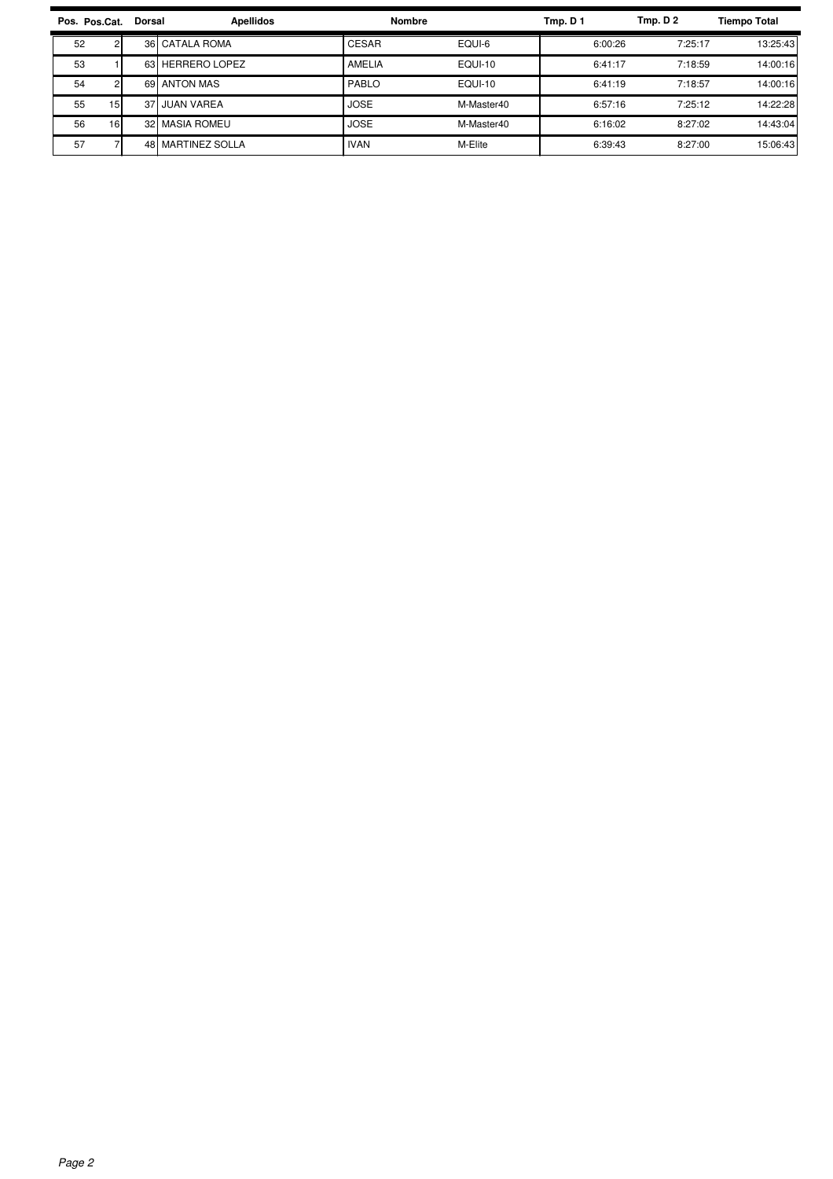| Pos. | Pos.Cat. | Dorsal | Apellidos | Nombre | | Tmp. D 1 | Tmp. D 2 | Tiempo Total |
| --- | --- | --- | --- | --- | --- | --- | --- | --- |
| 52 | 2 | 36 | CATALA ROMA | CESAR | EQUI-6 | 6:00:26 | 7:25:17 | 13:25:43 |
| 53 | 1 | 63 | HERRERO LOPEZ | AMELIA | EQUI-10 | 6:41:17 | 7:18:59 | 14:00:16 |
| 54 | 2 | 69 | ANTON MAS | PABLO | EQUI-10 | 6:41:19 | 7:18:57 | 14:00:16 |
| 55 | 15 | 37 | JUAN VAREA | JOSE | M-Master40 | 6:57:16 | 7:25:12 | 14:22:28 |
| 56 | 16 | 32 | MASIA ROMEU | JOSE | M-Master40 | 6:16:02 | 8:27:02 | 14:43:04 |
| 57 | 7 | 48 | MARTINEZ SOLLA | IVAN | M-Elite | 6:39:43 | 8:27:00 | 15:06:43 |